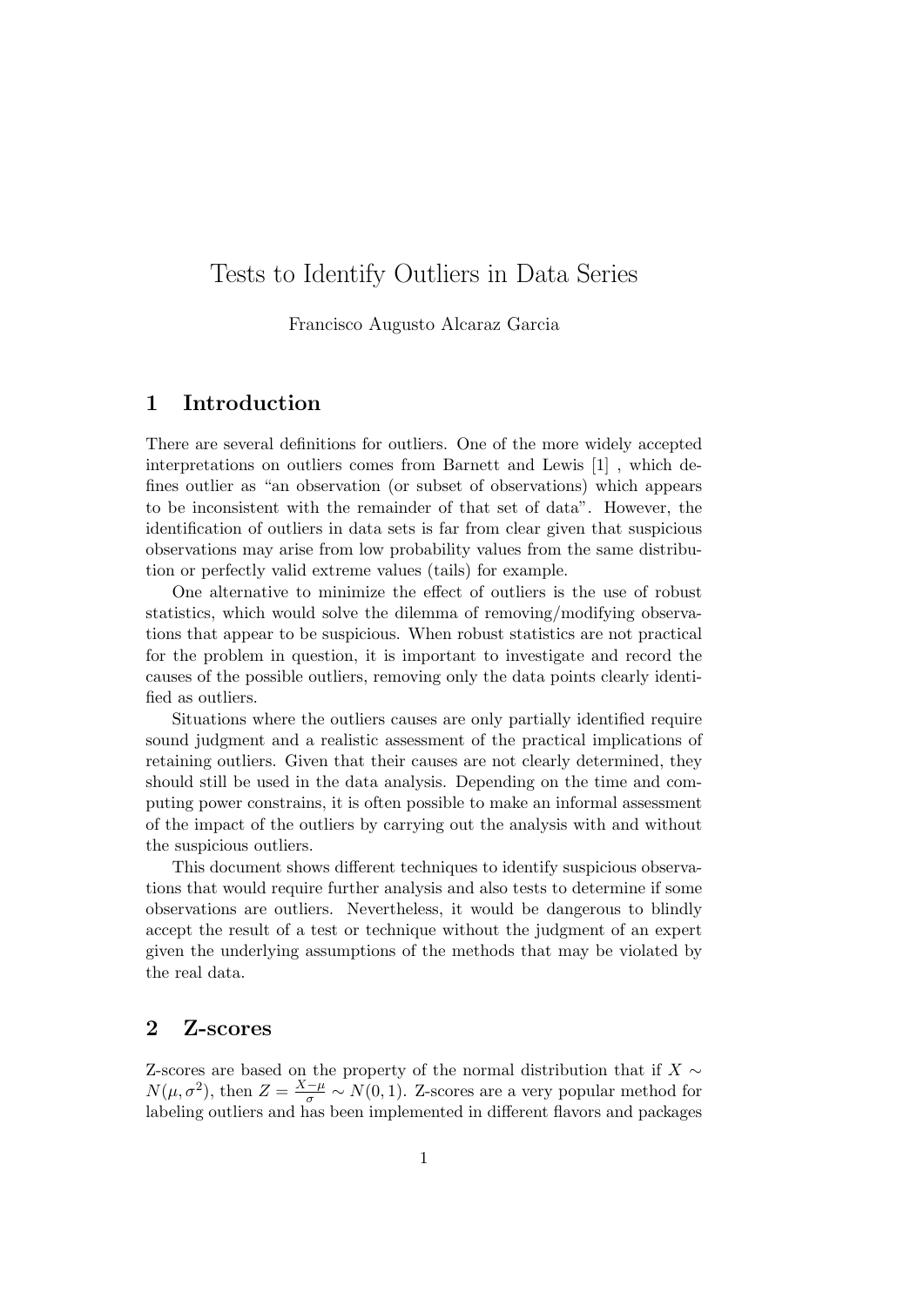# Tests to Identify Outliers in Data Series

Francisco Augusto Alcaraz Garcia

## 1 Introduction

There are several definitions for outliers. One of the more widely accepted interpretations on outliers comes from Barnett and Lewis [1] , which defines outlier as "an observation (or subset of observations) which appears to be inconsistent with the remainder of that set of data". However, the identification of outliers in data sets is far from clear given that suspicious observations may arise from low probability values from the same distribution or perfectly valid extreme values (tails) for example.

One alternative to minimize the effect of outliers is the use of robust statistics, which would solve the dilemma of removing/modifying observations that appear to be suspicious. When robust statistics are not practical for the problem in question, it is important to investigate and record the causes of the possible outliers, removing only the data points clearly identified as outliers.

Situations where the outliers causes are only partially identified require sound judgment and a realistic assessment of the practical implications of retaining outliers. Given that their causes are not clearly determined, they should still be used in the data analysis. Depending on the time and computing power constrains, it is often possible to make an informal assessment of the impact of the outliers by carrying out the analysis with and without the suspicious outliers.

This document shows different techniques to identify suspicious observations that would require further analysis and also tests to determine if some observations are outliers. Nevertheless, it would be dangerous to blindly accept the result of a test or technique without the judgment of an expert given the underlying assumptions of the methods that may be violated by the real data.

## 2 Z-scores

Z-scores are based on the property of the normal distribution that if $X \sim N(\mu, \sigma^2)$, then $Z = \frac{X-\mu}{\sigma} \sim N(0, 1)$. Z-scores are a very popular method for labeling outliers and has been implemented in different flavors and packages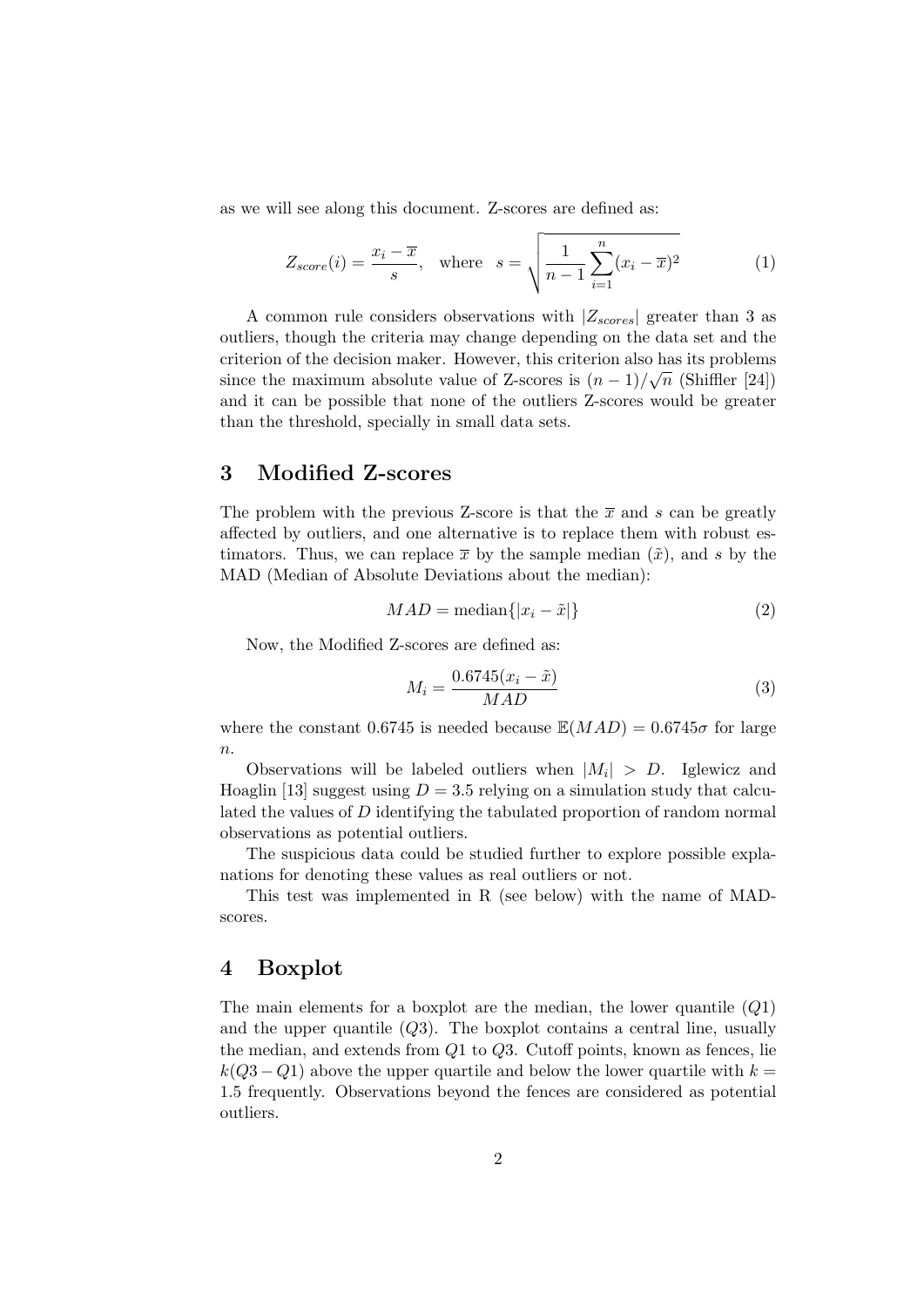as we will see along this document. Z-scores are defined as:

$$Z_{score}(i) = \frac{x_i - \overline{x}}{s}, \quad \text{where} \quad s = \sqrt{\frac{1}{n-1}\sum_{i=1}^{n}(x_i - \overline{x})^2} \tag{1}$$

A common rule considers observations with $|Z_{scores}|$ greater than 3 as outliers, though the criteria may change depending on the data set and the criterion of the decision maker. However, this criterion also has its problems since the maximum absolute value of Z-scores is $(n-1)/\sqrt{n}$ (Shiffler [24]) and it can be possible that none of the outliers Z-scores would be greater than the threshold, specially in small data sets.

## 3 Modified Z-scores

The problem with the previous Z-score is that the $\overline{x}$ and $s$ can be greatly affected by outliers, and one alternative is to replace them with robust estimators. Thus, we can replace $\overline{x}$ by the sample median ($\tilde{x}$), and $s$ by the MAD (Median of Absolute Deviations about the median):

$$MAD = \text{median}\{|x_i - \tilde{x}|\} \tag{2}$$

Now, the Modified Z-scores are defined as:

$$M_i = \frac{0.6745(x_i - \tilde{x})}{MAD} \tag{3}$$

where the constant 0.6745 is needed because $\mathbb{E}(MAD) = 0.6745\sigma$ for large $n$.

Observations will be labeled outliers when $|M_i| > D$. Iglewicz and Hoaglin [13] suggest using $D = 3.5$ relying on a simulation study that calculated the values of $D$ identifying the tabulated proportion of random normal observations as potential outliers.

The suspicious data could be studied further to explore possible explanations for denoting these values as real outliers or not.

This test was implemented in R (see below) with the name of MAD-scores.

## 4 Boxplot

The main elements for a boxplot are the median, the lower quantile ($Q1$) and the upper quantile ($Q3$). The boxplot contains a central line, usually the median, and extends from $Q1$ to $Q3$. Cutoff points, known as fences, lie $k(Q3 - Q1)$ above the upper quartile and below the lower quartile with $k = 1.5$ frequently. Observations beyond the fences are considered as potential outliers.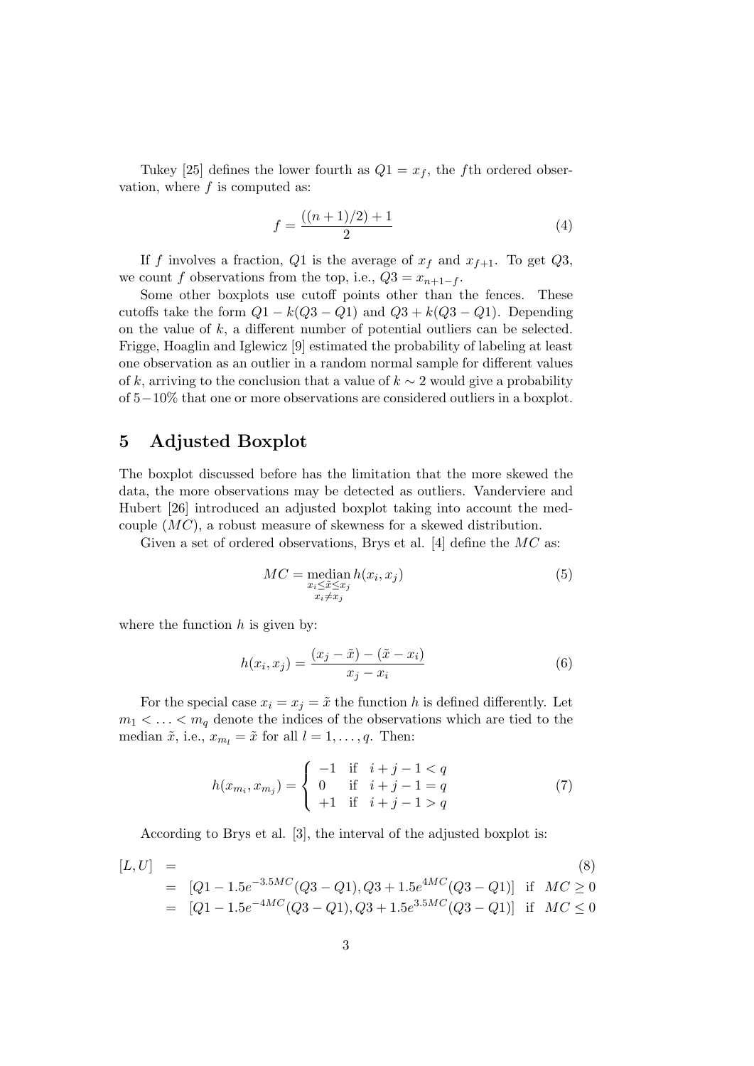Tukey [25] defines the lower fourth as $Q1 = x_f$, the $f$th ordered observation, where $f$ is computed as:

$$f = \frac{((n+1)/2) + 1}{2} \tag{4}$$

If $f$ involves a fraction, $Q1$ is the average of $x_f$ and $x_{f+1}$. To get $Q3$, we count $f$ observations from the top, i.e., $Q3 = x_{n+1-f}$.

Some other boxplots use cutoff points other than the fences. These cutoffs take the form $Q1 - k(Q3 - Q1)$ and $Q3 + k(Q3 - Q1)$. Depending on the value of $k$, a different number of potential outliers can be selected. Frigge, Hoaglin and Iglewicz [9] estimated the probability of labeling at least one observation as an outlier in a random normal sample for different values of $k$, arriving to the conclusion that a value of $k \sim 2$ would give a probability of $5-10\%$ that one or more observations are considered outliers in a boxplot.

## 5 Adjusted Boxplot

The boxplot discussed before has the limitation that the more skewed the data, the more observations may be detected as outliers. Vanderviere and Hubert [26] introduced an adjusted boxplot taking into account the medcouple ($MC$), a robust measure of skewness for a skewed distribution.

Given a set of ordered observations, Brys et al. [4] define the $MC$ as:

$$MC = \underset{\substack{x_i \leq \tilde{x} \leq x_j \\ x_i \neq x_j}}{\text{median}} \, h(x_i, x_j) \tag{5}$$

where the function $h$ is given by:

$$h(x_i, x_j) = \frac{(x_j - \tilde{x}) - (\tilde{x} - x_i)}{x_j - x_i} \tag{6}$$

For the special case $x_i = x_j = \tilde{x}$ the function $h$ is defined differently. Let $m_1 < \ldots < m_q$ denote the indices of the observations which are tied to the median $\tilde{x}$, i.e., $x_{m_l} = \tilde{x}$ for all $l = 1, \ldots, q$. Then:

$$h(x_{m_i}, x_{m_j}) = \begin{cases} -1 & \text{if} \quad i + j - 1 < q \\ 0 & \text{if} \quad i + j - 1 = q \\ +1 & \text{if} \quad i + j - 1 > q \end{cases} \tag{7}$$

According to Brys et al. [3], the interval of the adjusted boxplot is:

$$\begin{aligned} [L, U] &= \\ &= [Q1 - 1.5e^{-3.5MC}(Q3 - Q1), Q3 + 1.5e^{4MC}(Q3 - Q1)] \quad \text{if} \quad MC \geq 0 \\ &= [Q1 - 1.5e^{-4MC}(Q3 - Q1), Q3 + 1.5e^{3.5MC}(Q3 - Q1)] \quad \text{if} \quad MC \leq 0 \end{aligned} \tag{8}$$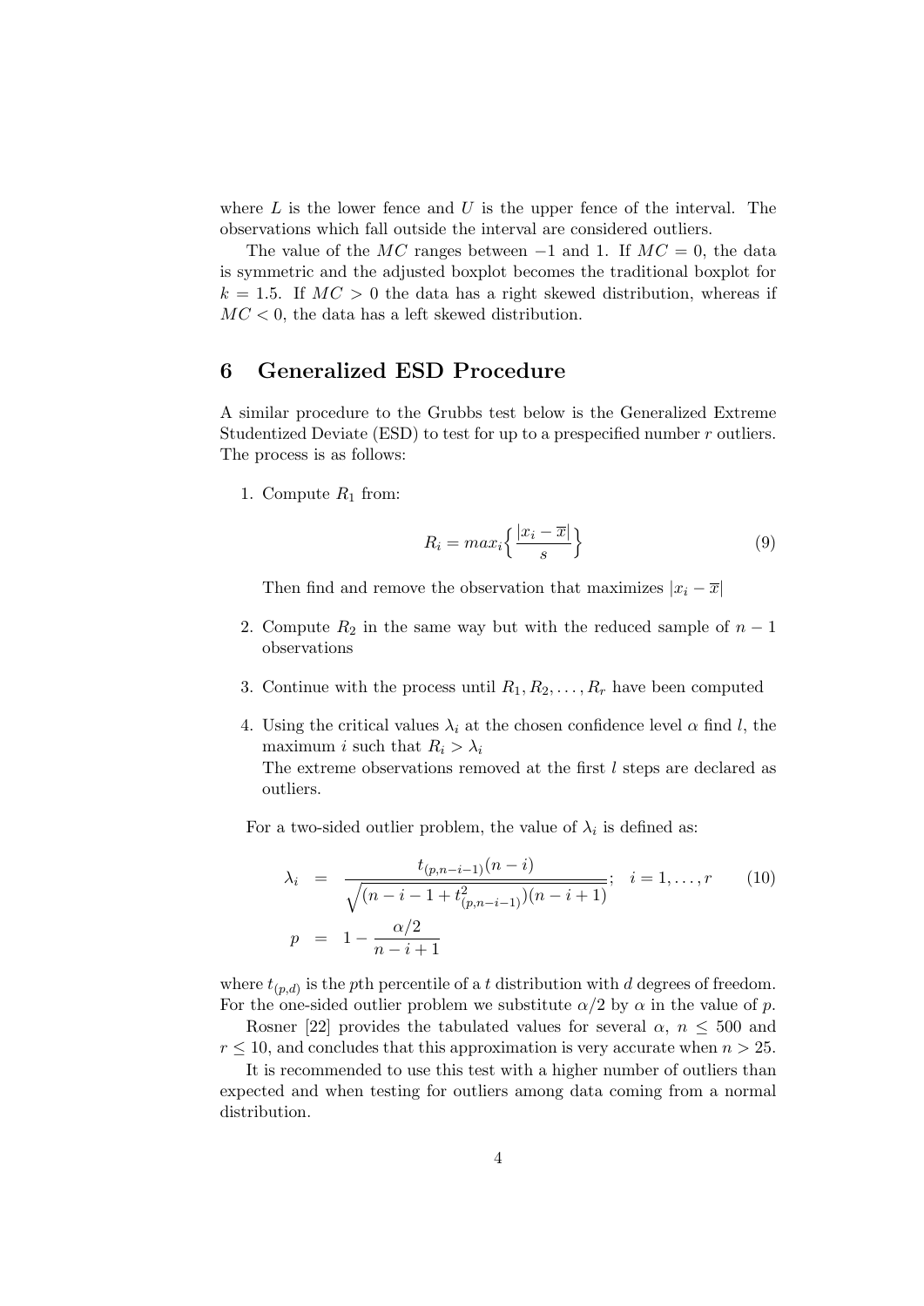where $L$ is the lower fence and $U$ is the upper fence of the interval. The observations which fall outside the interval are considered outliers.

The value of the $MC$ ranges between $-1$ and 1. If $MC = 0$, the data is symmetric and the adjusted boxplot becomes the traditional boxplot for $k = 1.5$. If $MC > 0$ the data has a right skewed distribution, whereas if $MC < 0$, the data has a left skewed distribution.

## 6 Generalized ESD Procedure

A similar procedure to the Grubbs test below is the Generalized Extreme Studentized Deviate (ESD) to test for up to a prespecified number $r$ outliers. The process is as follows:

1. Compute $R_1$ from:

$$R_i = max_i \left\{ \frac{|x_i - \overline{x}|}{s} \right\} \tag{9}$$

   Then find and remove the observation that maximizes $|x_i - \overline{x}|$

2. Compute $R_2$ in the same way but with the reduced sample of $n - 1$ observations

3. Continue with the process until $R_1, R_2, \ldots, R_r$ have been computed

4. Using the critical values $\lambda_i$ at the chosen confidence level $\alpha$ find $l$, the maximum $i$ such that $R_i > \lambda_i$

   The extreme observations removed at the first $l$ steps are declared as outliers.

For a two-sided outlier problem, the value of $\lambda_i$ is defined as:

$$\begin{aligned} \lambda_i &= \frac{t_{(p,n-i-1)}(n-i)}{\sqrt{(n-i-1+t^2_{(p,n-i-1)})(n-i+1)}}; \quad i = 1, \ldots, r \\ p &= 1 - \frac{\alpha/2}{n-i+1} \end{aligned} \tag{10}$$

where $t_{(p,d)}$ is the $p$th percentile of a $t$ distribution with $d$ degrees of freedom. For the one-sided outlier problem we substitute $\alpha/2$ by $\alpha$ in the value of $p$.

Rosner [22] provides the tabulated values for several $\alpha$, $n \leq 500$ and $r \leq 10$, and concludes that this approximation is very accurate when $n > 25$.

It is recommended to use this test with a higher number of outliers than expected and when testing for outliers among data coming from a normal distribution.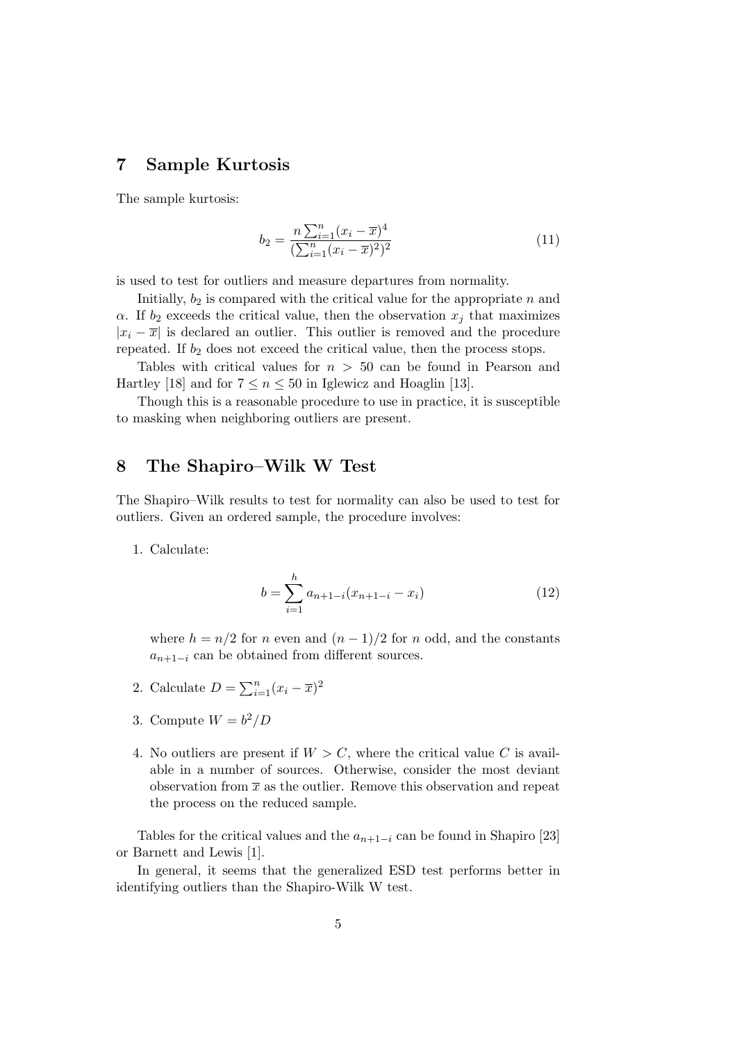## 7 Sample Kurtosis

The sample kurtosis:

$$b_2 = \frac{n \sum_{i=1}^{n} (x_i - \overline{x})^4}{(\sum_{i=1}^{n} (x_i - \overline{x})^2)^2} \tag{11}$$

is used to test for outliers and measure departures from normality.

Initially, $b_2$ is compared with the critical value for the appropriate $n$ and $\alpha$. If $b_2$ exceeds the critical value, then the observation $x_j$ that maximizes $|x_i - \overline{x}|$ is declared an outlier. This outlier is removed and the procedure repeated. If $b_2$ does not exceed the critical value, then the process stops.

Tables with critical values for $n > 50$ can be found in Pearson and Hartley [18] and for $7 \leq n \leq 50$ in Iglewicz and Hoaglin [13].

Though this is a reasonable procedure to use in practice, it is susceptible to masking when neighboring outliers are present.

## 8 The Shapiro–Wilk W Test

The Shapiro–Wilk results to test for normality can also be used to test for outliers. Given an ordered sample, the procedure involves:

1. Calculate:

$$b = \sum_{i=1}^{h} a_{n+1-i}(x_{n+1-i} - x_i) \tag{12}$$

   where $h = n/2$ for $n$ even and $(n-1)/2$ for $n$ odd, and the constants $a_{n+1-i}$ can be obtained from different sources.

2. Calculate $D = \sum_{i=1}^{n} (x_i - \overline{x})^2$

3. Compute $W = b^2/D$

4. No outliers are present if $W > C$, where the critical value $C$ is available in a number of sources. Otherwise, consider the most deviant observation from $\overline{x}$ as the outlier. Remove this observation and repeat the process on the reduced sample.

Tables for the critical values and the $a_{n+1-i}$ can be found in Shapiro [23] or Barnett and Lewis [1].

In general, it seems that the generalized ESD test performs better in identifying outliers than the Shapiro-Wilk W test.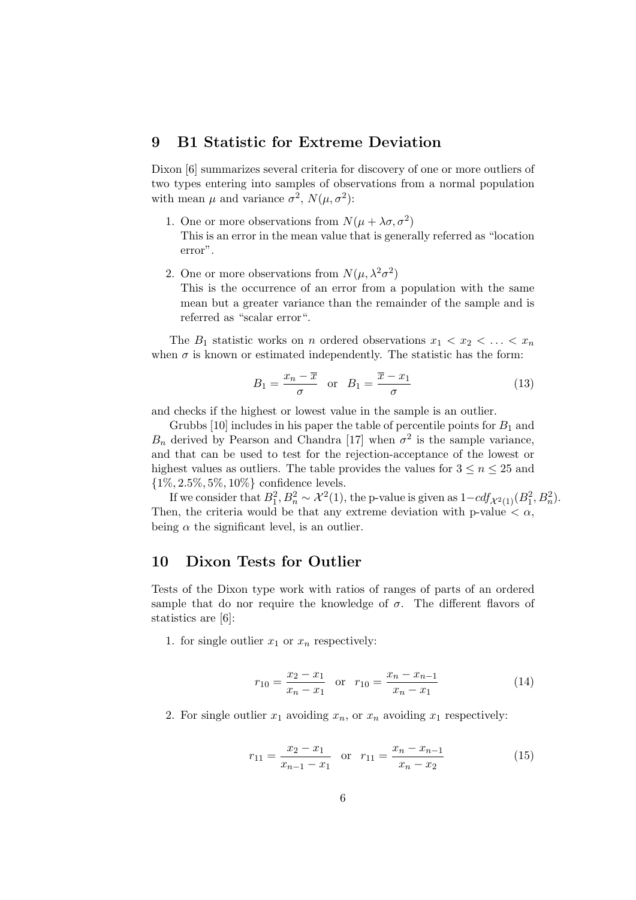## 9 B1 Statistic for Extreme Deviation

Dixon [6] summarizes several criteria for discovery of one or more outliers of two types entering into samples of observations from a normal population with mean $\mu$ and variance $\sigma^2$, $N(\mu, \sigma^2)$:

1. One or more observations from $N(\mu + \lambda\sigma, \sigma^2)$
   This is an error in the mean value that is generally referred as "location error".

2. One or more observations from $N(\mu, \lambda^2\sigma^2)$
   This is the occurrence of an error from a population with the same mean but a greater variance than the remainder of the sample and is referred as "scalar error".

The $B_1$ statistic works on $n$ ordered observations $x_1 < x_2 < \ldots < x_n$ when $\sigma$ is known or estimated independently. The statistic has the form:

$$B_1 = \frac{x_n - \overline{x}}{\sigma} \quad \text{or} \quad B_1 = \frac{\overline{x} - x_1}{\sigma} \tag{13}$$

and checks if the highest or lowest value in the sample is an outlier.

Grubbs [10] includes in his paper the table of percentile points for $B_1$ and $B_n$ derived by Pearson and Chandra [17] when $\sigma^2$ is the sample variance, and that can be used to test for the rejection-acceptance of the lowest or highest values as outliers. The table provides the values for $3 \leq n \leq 25$ and $\{1\%, 2.5\%, 5\%, 10\%\}$ confidence levels.

If we consider that $B_1^2, B_n^2 \sim \mathcal{X}^2(1)$, the p-value is given as $1 - cdf_{\mathcal{X}^2(1)}(B_1^2, B_n^2)$. Then, the criteria would be that any extreme deviation with p-value $< \alpha$, being $\alpha$ the significant level, is an outlier.

## 10 Dixon Tests for Outlier

Tests of the Dixon type work with ratios of ranges of parts of an ordered sample that do nor require the knowledge of $\sigma$. The different flavors of statistics are [6]:

1. for single outlier $x_1$ or $x_n$ respectively:

$$r_{10} = \frac{x_2 - x_1}{x_n - x_1} \quad \text{or} \quad r_{10} = \frac{x_n - x_{n-1}}{x_n - x_1} \tag{14}$$

2. For single outlier $x_1$ avoiding $x_n$, or $x_n$ avoiding $x_1$ respectively:

$$r_{11} = \frac{x_2 - x_1}{x_{n-1} - x_1} \quad \text{or} \quad r_{11} = \frac{x_n - x_{n-1}}{x_n - x_2} \tag{15}$$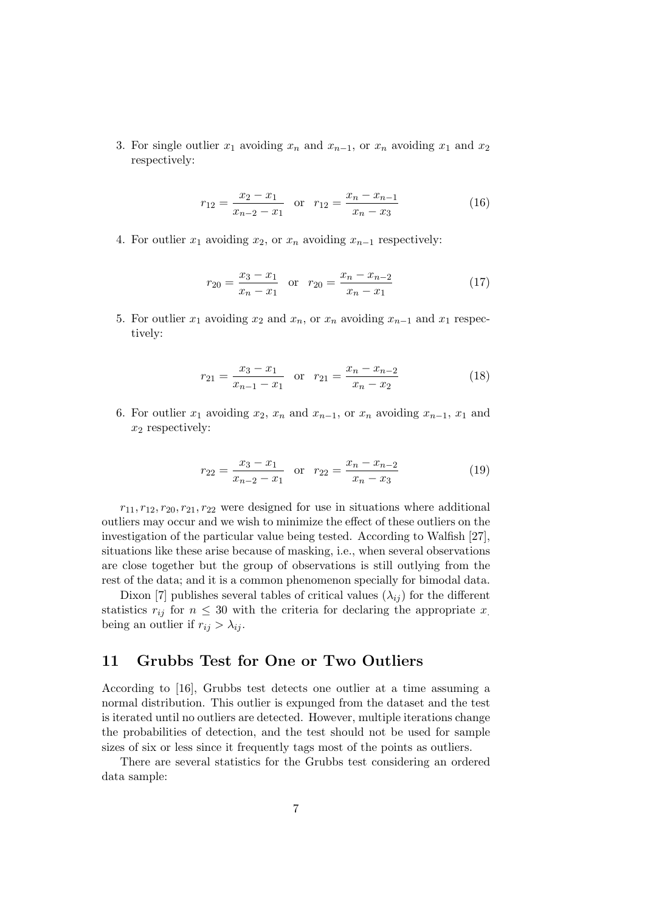3. For single outlier $x_1$ avoiding $x_n$ and $x_{n-1}$, or $x_n$ avoiding $x_1$ and $x_2$ respectively:

$$r_{12} = \frac{x_2 - x_1}{x_{n-2} - x_1} \quad \text{or} \quad r_{12} = \frac{x_n - x_{n-1}}{x_n - x_3} \tag{16}$$

4. For outlier $x_1$ avoiding $x_2$, or $x_n$ avoiding $x_{n-1}$ respectively:

$$r_{20} = \frac{x_3 - x_1}{x_n - x_1} \quad \text{or} \quad r_{20} = \frac{x_n - x_{n-2}}{x_n - x_1} \tag{17}$$

5. For outlier $x_1$ avoiding $x_2$ and $x_n$, or $x_n$ avoiding $x_{n-1}$ and $x_1$ respectively:

$$r_{21} = \frac{x_3 - x_1}{x_{n-1} - x_1} \quad \text{or} \quad r_{21} = \frac{x_n - x_{n-2}}{x_n - x_2} \tag{18}$$

6. For outlier $x_1$ avoiding $x_2$, $x_n$ and $x_{n-1}$, or $x_n$ avoiding $x_{n-1}$, $x_1$ and $x_2$ respectively:

$$r_{22} = \frac{x_3 - x_1}{x_{n-2} - x_1} \quad \text{or} \quad r_{22} = \frac{x_n - x_{n-2}}{x_n - x_3} \tag{19}$$

$r_{11}, r_{12}, r_{20}, r_{21}, r_{22}$ were designed for use in situations where additional outliers may occur and we wish to minimize the effect of these outliers on the investigation of the particular value being tested. According to Walfish [27], situations like these arise because of masking, i.e., when several observations are close together but the group of observations is still outlying from the rest of the data; and it is a common phenomenon specially for bimodal data.

Dixon [7] publishes several tables of critical values ($\lambda_{ij}$) for the different statistics $r_{ij}$ for $n \leq 30$ with the criteria for declaring the appropriate $x_.$ being an outlier if $r_{ij} > \lambda_{ij}$.

## 11 Grubbs Test for One or Two Outliers

According to [16], Grubbs test detects one outlier at a time assuming a normal distribution. This outlier is expunged from the dataset and the test is iterated until no outliers are detected. However, multiple iterations change the probabilities of detection, and the test should not be used for sample sizes of six or less since it frequently tags most of the points as outliers.

There are several statistics for the Grubbs test considering an ordered data sample: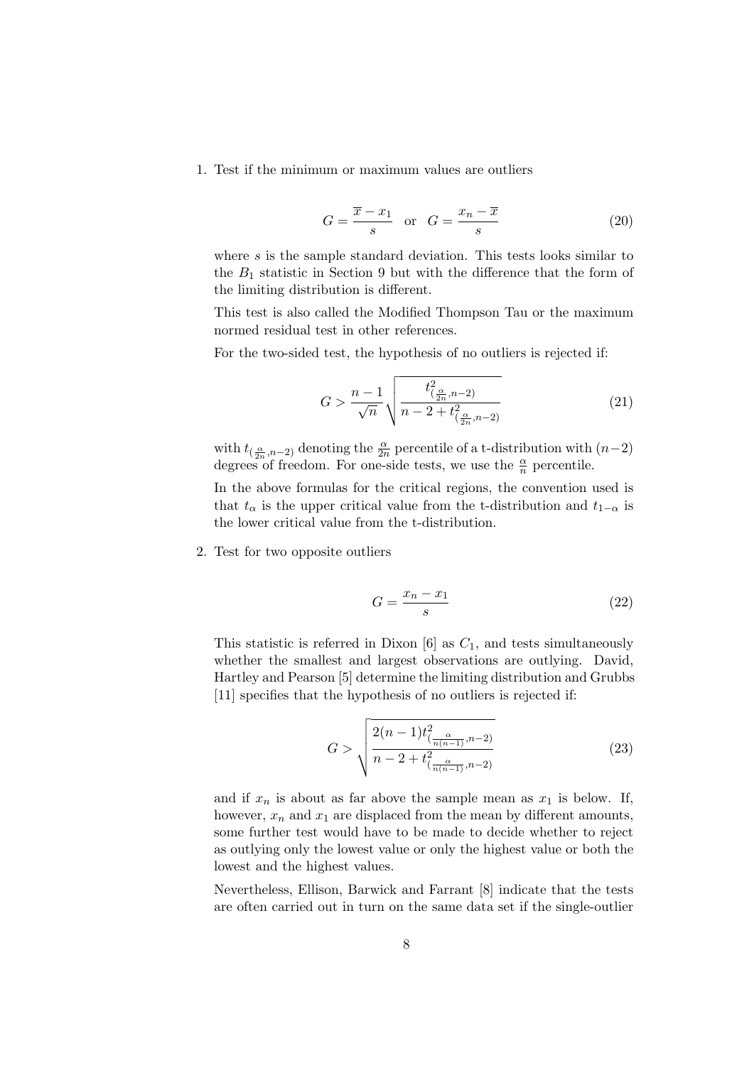1. Test if the minimum or maximum values are outliers

$$G = \frac{\overline{x} - x_1}{s} \quad \text{or} \quad G = \frac{x_n - \overline{x}}{s} \tag{20}$$

where $s$ is the sample standard deviation. This tests looks similar to the $B_1$ statistic in Section 9 but with the difference that the form of the limiting distribution is different.

This test is also called the Modified Thompson Tau or the maximum normed residual test in other references.

For the two-sided test, the hypothesis of no outliers is rejected if:

$$G > \frac{n-1}{\sqrt{n}} \sqrt{\frac{t^2_{(\frac{\alpha}{2n}, n-2)}}{n - 2 + t^2_{(\frac{\alpha}{2n}, n-2)}}} \tag{21}$$

with $t_{(\frac{\alpha}{2n}, n-2)}$ denoting the $\frac{\alpha}{2n}$ percentile of a t-distribution with $(n-2)$ degrees of freedom. For one-side tests, we use the $\frac{\alpha}{n}$ percentile.

In the above formulas for the critical regions, the convention used is that $t_\alpha$ is the upper critical value from the t-distribution and $t_{1-\alpha}$ is the lower critical value from the t-distribution.

2. Test for two opposite outliers

$$G = \frac{x_n - x_1}{s} \tag{22}$$

This statistic is referred in Dixon [6] as $C_1$, and tests simultaneously whether the smallest and largest observations are outlying. David, Hartley and Pearson [5] determine the limiting distribution and Grubbs [11] specifies that the hypothesis of no outliers is rejected if:

$$G > \sqrt{\frac{2(n-1)t^2_{(\frac{\alpha}{n(n-1)}, n-2)}}{n - 2 + t^2_{(\frac{\alpha}{n(n-1)}, n-2)}}} \tag{23}$$

and if $x_n$ is about as far above the sample mean as $x_1$ is below. If, however, $x_n$ and $x_1$ are displaced from the mean by different amounts, some further test would have to be made to decide whether to reject as outlying only the lowest value or only the highest value or both the lowest and the highest values.

Nevertheless, Ellison, Barwick and Farrant [8] indicate that the tests are often carried out in turn on the same data set if the single-outlier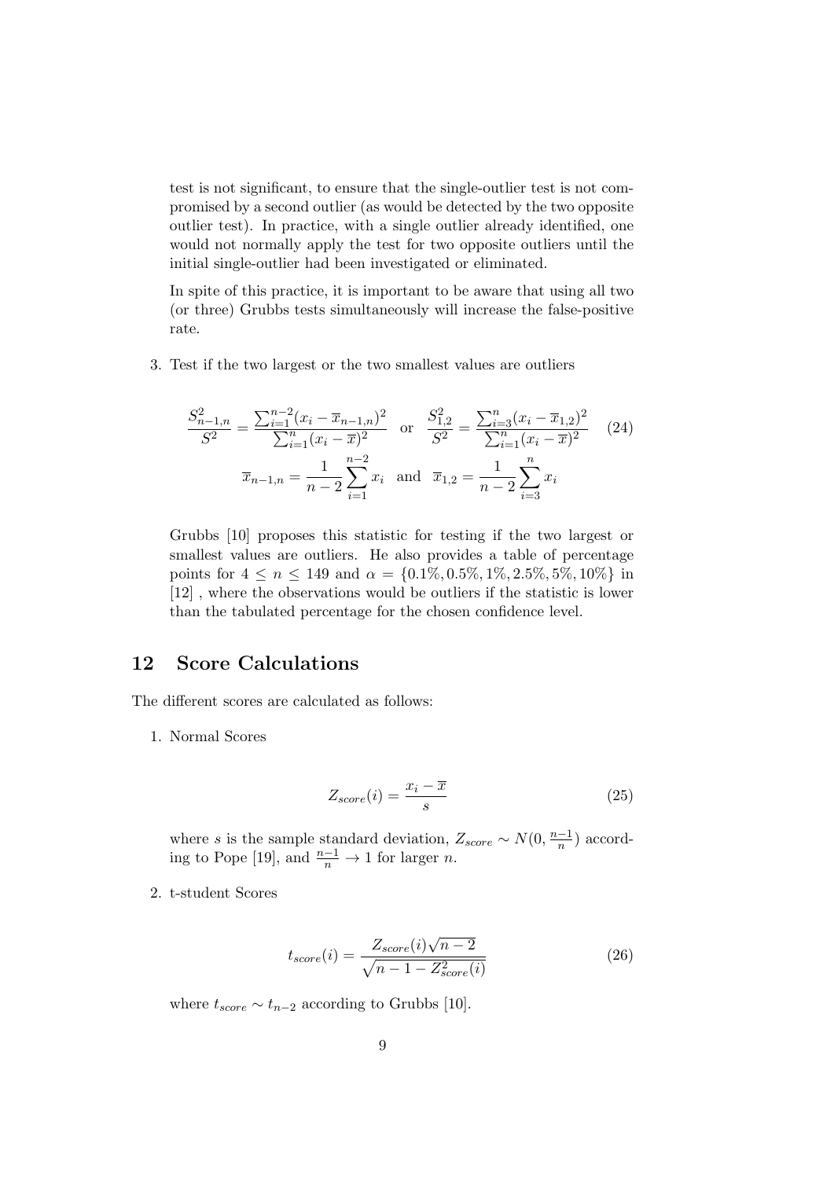test is not significant, to ensure that the single-outlier test is not compromised by a second outlier (as would be detected by the two opposite outlier test). In practice, with a single outlier already identified, one would not normally apply the test for two opposite outliers until the initial single-outlier had been investigated or eliminated.

In spite of this practice, it is important to be aware that using all two (or three) Grubbs tests simultaneously will increase the false-positive rate.

3. Test if the two largest or the two smallest values are outliers

$$\frac{S^2_{n-1,n}}{S^2} = \frac{\sum_{i=1}^{n-2}(x_i - \overline{x}_{n-1,n})^2}{\sum_{i=1}^{n}(x_i - \overline{x})^2} \quad \text{or} \quad \frac{S^2_{1,2}}{S^2} = \frac{\sum_{i=3}^{n}(x_i - \overline{x}_{1,2})^2}{\sum_{i=1}^{n}(x_i - \overline{x})^2} \tag{24}$$

$$\overline{x}_{n-1,n} = \frac{1}{n-2}\sum_{i=1}^{n-2} x_i \quad \text{and} \quad \overline{x}_{1,2} = \frac{1}{n-2}\sum_{i=3}^{n} x_i$$

Grubbs [10] proposes this statistic for testing if the two largest or smallest values are outliers. He also provides a table of percentage points for $4 \leq n \leq 149$ and $\alpha = \{0.1\%, 0.5\%, 1\%, 2.5\%, 5\%, 10\%\}$ in [12] , where the observations would be outliers if the statistic is lower than the tabulated percentage for the chosen confidence level.

## 12 Score Calculations

The different scores are calculated as follows:

1. Normal Scores

$$Z_{score}(i) = \frac{x_i - \overline{x}}{s} \tag{25}$$

where $s$ is the sample standard deviation, $Z_{score} \sim N(0, \frac{n-1}{n})$ according to Pope [19], and $\frac{n-1}{n} \to 1$ for larger $n$.

2. t-student Scores

$$t_{score}(i) = \frac{Z_{score}(i)\sqrt{n-2}}{\sqrt{n-1-Z^2_{score}(i)}} \tag{26}$$

where $t_{score} \sim t_{n-2}$ according to Grubbs [10].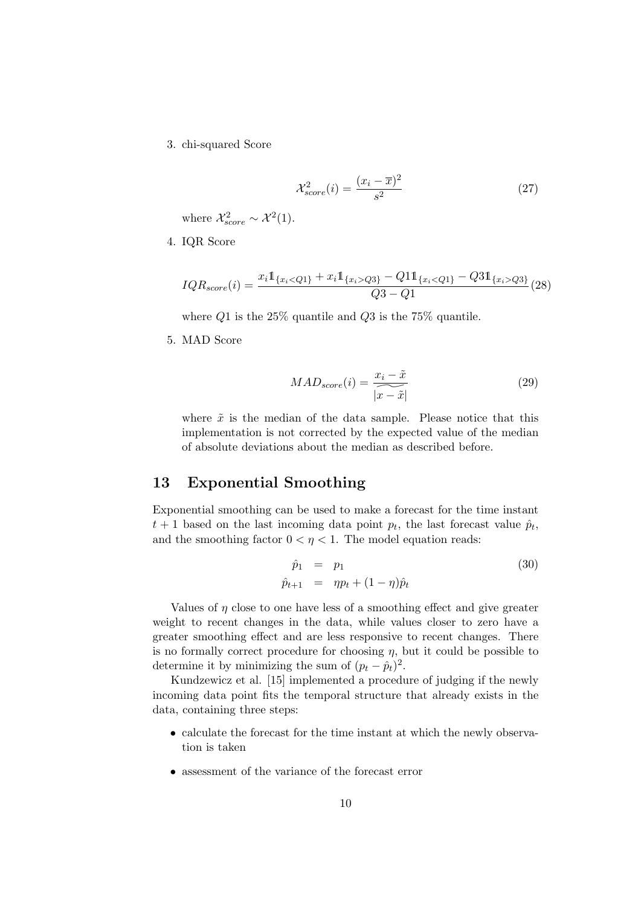3. chi-squared Score

$$\mathcal{X}^2_{score}(i) = \frac{(x_i - \overline{x})^2}{s^2} \tag{27}$$

where $\mathcal{X}^2_{score} \sim \mathcal{X}^2(1)$.

4. IQR Score

$$IQR_{score}(i) = \frac{x_i \mathbb{1}_{\{x_i < Q1\}} + x_i \mathbb{1}_{\{x_i > Q3\}} - Q1 \mathbb{1}_{\{x_i < Q1\}} - Q3 \mathbb{1}_{\{x_i > Q3\}}}{Q3 - Q1} \tag{28}$$

where $Q1$ is the 25% quantile and $Q3$ is the 75% quantile.

5. MAD Score

$$MAD_{score}(i) = \frac{x_i - \tilde{x}}{\widetilde{|x - \tilde{x}|}} \tag{29}$$

where $\tilde{x}$ is the median of the data sample. Please notice that this implementation is not corrected by the expected value of the median of absolute deviations about the median as described before.

## 13 Exponential Smoothing

Exponential smoothing can be used to make a forecast for the time instant $t+1$ based on the last incoming data point $p_t$, the last forecast value $\hat{p}_t$, and the smoothing factor $0 < \eta < 1$. The model equation reads:

$$\begin{aligned} \hat{p}_1 &= p_1 \\ \hat{p}_{t+1} &= \eta p_t + (1 - \eta)\hat{p}_t \end{aligned} \tag{30}$$

Values of $\eta$ close to one have less of a smoothing effect and give greater weight to recent changes in the data, while values closer to zero have a greater smoothing effect and are less responsive to recent changes. There is no formally correct procedure for choosing $\eta$, but it could be possible to determine it by minimizing the sum of $(p_t - \hat{p}_t)^2$.

Kundzewicz et al. [15] implemented a procedure of judging if the newly incoming data point fits the temporal structure that already exists in the data, containing three steps:

- calculate the forecast for the time instant at which the newly observation is taken
- assessment of the variance of the forecast error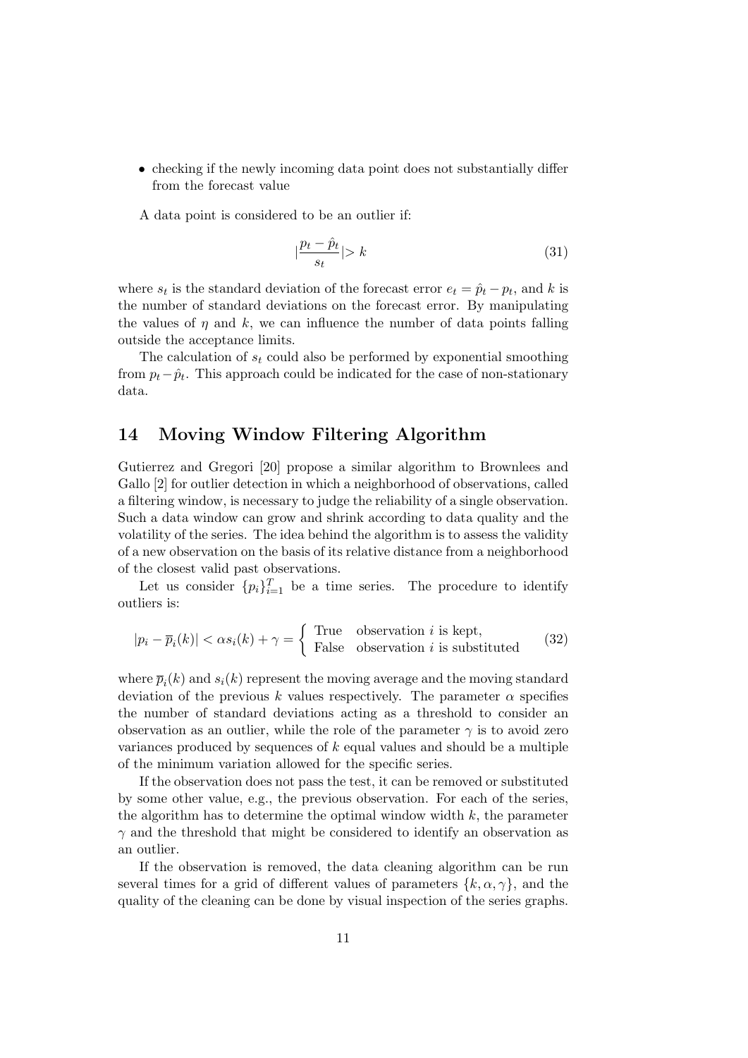- checking if the newly incoming data point does not substantially differ from the forecast value

A data point is considered to be an outlier if:

$$|\frac{p_t - \hat{p}_t}{s_t}| > k \tag{31}$$

where $s_t$ is the standard deviation of the forecast error $e_t = \hat{p}_t - p_t$, and $k$ is the number of standard deviations on the forecast error. By manipulating the values of $\eta$ and $k$, we can influence the number of data points falling outside the acceptance limits.

The calculation of $s_t$ could also be performed by exponential smoothing from $p_t - \hat{p}_t$. This approach could be indicated for the case of non-stationary data.

## 14 Moving Window Filtering Algorithm

Gutierrez and Gregori [20] propose a similar algorithm to Brownlees and Gallo [2] for outlier detection in which a neighborhood of observations, called a filtering window, is necessary to judge the reliability of a single observation. Such a data window can grow and shrink according to data quality and the volatility of the series. The idea behind the algorithm is to assess the validity of a new observation on the basis of its relative distance from a neighborhood of the closest valid past observations.

Let us consider $\{p_i\}_{i=1}^{T}$ be a time series. The procedure to identify outliers is:

$$|p_i - \overline{p}_i(k)| < \alpha s_i(k) + \gamma = \begin{cases} \text{True} & \text{observation } i \text{ is kept,} \\ \text{False} & \text{observation } i \text{ is substituted} \end{cases} \tag{32}$$

where $\overline{p}_i(k)$ and $s_i(k)$ represent the moving average and the moving standard deviation of the previous $k$ values respectively. The parameter $\alpha$ specifies the number of standard deviations acting as a threshold to consider an observation as an outlier, while the role of the parameter $\gamma$ is to avoid zero variances produced by sequences of $k$ equal values and should be a multiple of the minimum variation allowed for the specific series.

If the observation does not pass the test, it can be removed or substituted by some other value, e.g., the previous observation. For each of the series, the algorithm has to determine the optimal window width $k$, the parameter $\gamma$ and the threshold that might be considered to identify an observation as an outlier.

If the observation is removed, the data cleaning algorithm can be run several times for a grid of different values of parameters $\{k, \alpha, \gamma\}$, and the quality of the cleaning can be done by visual inspection of the series graphs.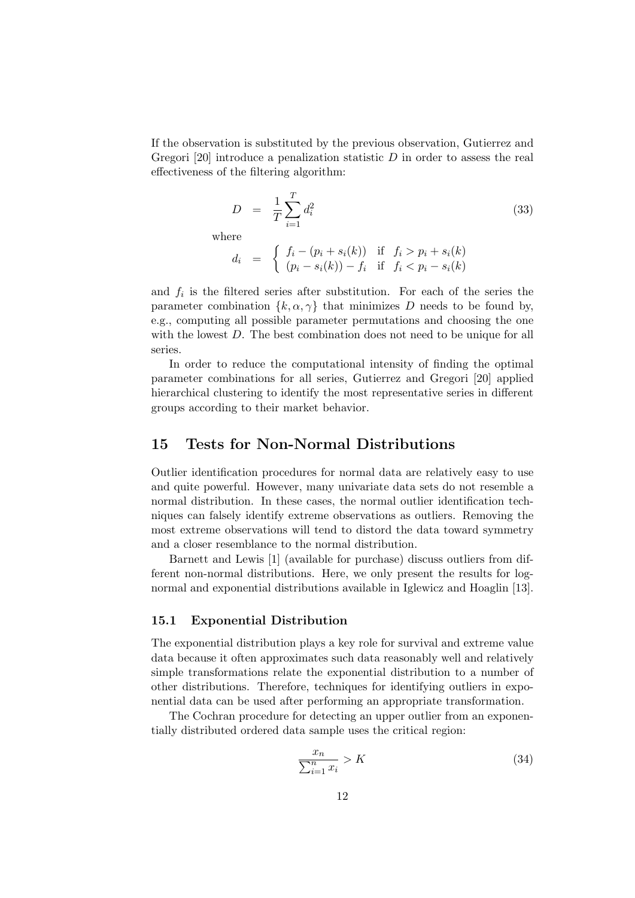If the observation is substituted by the previous observation, Gutierrez and Gregori [20] introduce a penalization statistic $D$ in order to assess the real effectiveness of the filtering algorithm:

$$
D = \frac{1}{T}\sum_{i=1}^{T} d_i^2 \tag{33}
$$

where

$$
d_i = \begin{cases} f_i - (p_i + s_i(k)) & \text{if} \quad f_i > p_i + s_i(k) \\ (p_i - s_i(k)) - f_i & \text{if} \quad f_i < p_i - s_i(k) \end{cases}
$$

and $f_i$ is the filtered series after substitution. For each of the series the parameter combination $\{k, \alpha, \gamma\}$ that minimizes $D$ needs to be found by, e.g., computing all possible parameter permutations and choosing the one with the lowest $D$. The best combination does not need to be unique for all series.

In order to reduce the computational intensity of finding the optimal parameter combinations for all series, Gutierrez and Gregori [20] applied hierarchical clustering to identify the most representative series in different groups according to their market behavior.

## 15 Tests for Non-Normal Distributions

Outlier identification procedures for normal data are relatively easy to use and quite powerful. However, many univariate data sets do not resemble a normal distribution. In these cases, the normal outlier identification techniques can falsely identify extreme observations as outliers. Removing the most extreme observations will tend to distord the data toward symmetry and a closer resemblance to the normal distribution.

Barnett and Lewis [1] (available for purchase) discuss outliers from different non-normal distributions. Here, we only present the results for lognormal and exponential distributions available in Iglewicz and Hoaglin [13].

### 15.1 Exponential Distribution

The exponential distribution plays a key role for survival and extreme value data because it often approximates such data reasonably well and relatively simple transformations relate the exponential distribution to a number of other distributions. Therefore, techniques for identifying outliers in exponential data can be used after performing an appropriate transformation.

The Cochran procedure for detecting an upper outlier from an exponentially distributed ordered data sample uses the critical region:

$$
\frac{x_n}{\sum_{i=1}^{n} x_i} > K \tag{34}
$$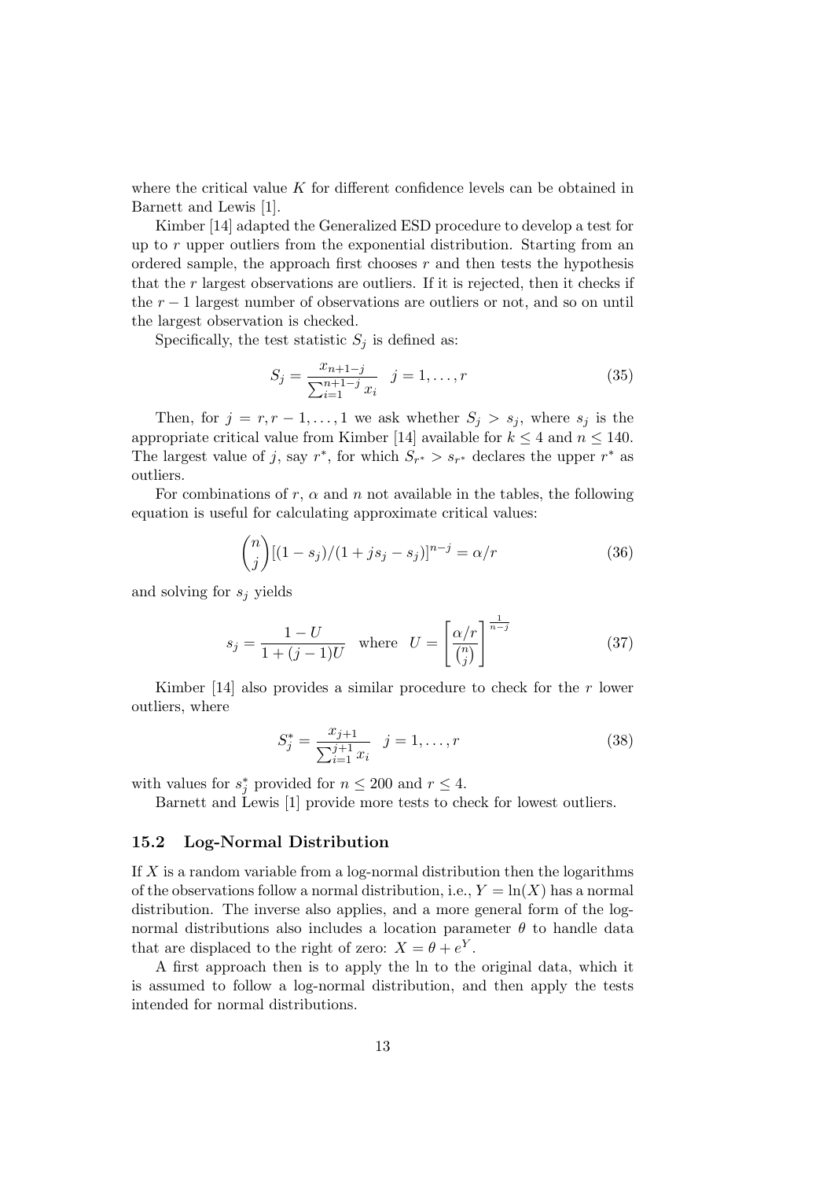where the critical value $K$ for different confidence levels can be obtained in Barnett and Lewis [1].

Kimber [14] adapted the Generalized ESD procedure to develop a test for up to $r$ upper outliers from the exponential distribution. Starting from an ordered sample, the approach first chooses $r$ and then tests the hypothesis that the $r$ largest observations are outliers. If it is rejected, then it checks if the $r-1$ largest number of observations are outliers or not, and so on until the largest observation is checked.

Specifically, the test statistic $S_j$ is defined as:

$$S_j = \frac{x_{n+1-j}}{\sum_{i=1}^{n+1-j} x_i} \quad j = 1, \ldots, r \tag{35}$$

Then, for $j = r, r-1, \ldots, 1$ we ask whether $S_j > s_j$, where $s_j$ is the appropriate critical value from Kimber [14] available for $k \leq 4$ and $n \leq 140$. The largest value of $j$, say $r^*$, for which $S_{r^*} > s_{r^*}$ declares the upper $r^*$ as outliers.

For combinations of $r$, $\alpha$ and $n$ not available in the tables, the following equation is useful for calculating approximate critical values:

$$\binom{n}{j}[(1-s_j)/(1+js_j-s_j)]^{n-j} = \alpha/r \tag{36}$$

and solving for $s_j$ yields

$$s_j = \frac{1-U}{1+(j-1)U} \quad \text{where} \quad U = \left[\frac{\alpha/r}{\binom{n}{j}}\right]^{\frac{1}{n-j}} \tag{37}$$

Kimber [14] also provides a similar procedure to check for the $r$ lower outliers, where

$$S_j^* = \frac{x_{j+1}}{\sum_{i=1}^{j+1} x_i} \quad j = 1, \ldots, r \tag{38}$$

with values for $s_j^*$ provided for $n \leq 200$ and $r \leq 4$.

Barnett and Lewis [1] provide more tests to check for lowest outliers.

### 15.2 Log-Normal Distribution

If $X$ is a random variable from a log-normal distribution then the logarithms of the observations follow a normal distribution, i.e., $Y = \ln(X)$ has a normal distribution. The inverse also applies, and a more general form of the log-normal distributions also includes a location parameter $\theta$ to handle data that are displaced to the right of zero: $X = \theta + e^Y$.

A first approach then is to apply the ln to the original data, which it is assumed to follow a log-normal distribution, and then apply the tests intended for normal distributions.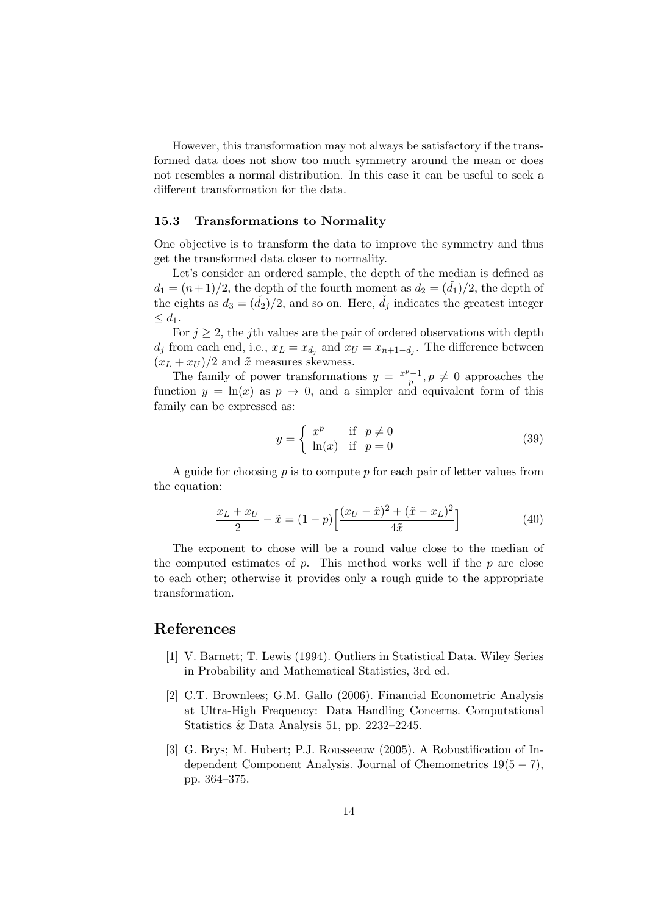However, this transformation may not always be satisfactory if the transformed data does not show too much symmetry around the mean or does not resembles a normal distribution. In this case it can be useful to seek a different transformation for the data.

### 15.3 Transformations to Normality

One objective is to transform the data to improve the symmetry and thus get the transformed data closer to normality.

Let's consider an ordered sample, the depth of the median is defined as $d_1 = (n+1)/2$, the depth of the fourth moment as $d_2 = (\check{d_1})/2$, the depth of the eights as $d_3 = (\check{d_2})/2$, and so on. Here, $\check{d_j}$ indicates the greatest integer $\leq d_1$.

For $j \geq 2$, the $j$th values are the pair of ordered observations with depth $d_j$ from each end, i.e., $x_L = x_{d_j}$ and $x_U = x_{n+1-d_j}$. The difference between $(x_L + x_U)/2$ and $\tilde{x}$ measures skewness.

The family of power transformations $y = \frac{x^p - 1}{p}, p \neq 0$ approaches the function $y = \ln(x)$ as $p \to 0$, and a simpler and equivalent form of this family can be expressed as:

$$y = \begin{cases} x^p & \text{if } p \neq 0 \\ \ln(x) & \text{if } p = 0 \end{cases} \tag{39}$$

A guide for choosing $p$ is to compute $p$ for each pair of letter values from the equation:

$$\frac{x_L + x_U}{2} - \tilde{x} = (1-p)\Big[\frac{(x_U - \tilde{x})^2 + (\tilde{x} - x_L)^2}{4\tilde{x}}\Big] \tag{40}$$

The exponent to chose will be a round value close to the median of the computed estimates of $p$. This method works well if the $p$ are close to each other; otherwise it provides only a rough guide to the appropriate transformation.

## References

[1] V. Barnett; T. Lewis (1994). Outliers in Statistical Data. Wiley Series in Probability and Mathematical Statistics, 3rd ed.

[2] C.T. Brownlees; G.M. Gallo (2006). Financial Econometric Analysis at Ultra-High Frequency: Data Handling Concerns. Computational Statistics & Data Analysis 51, pp. 2232–2245.

[3] G. Brys; M. Hubert; P.J. Rousseeuw (2005). A Robustification of Independent Component Analysis. Journal of Chemometrics 19(5 − 7), pp. 364–375.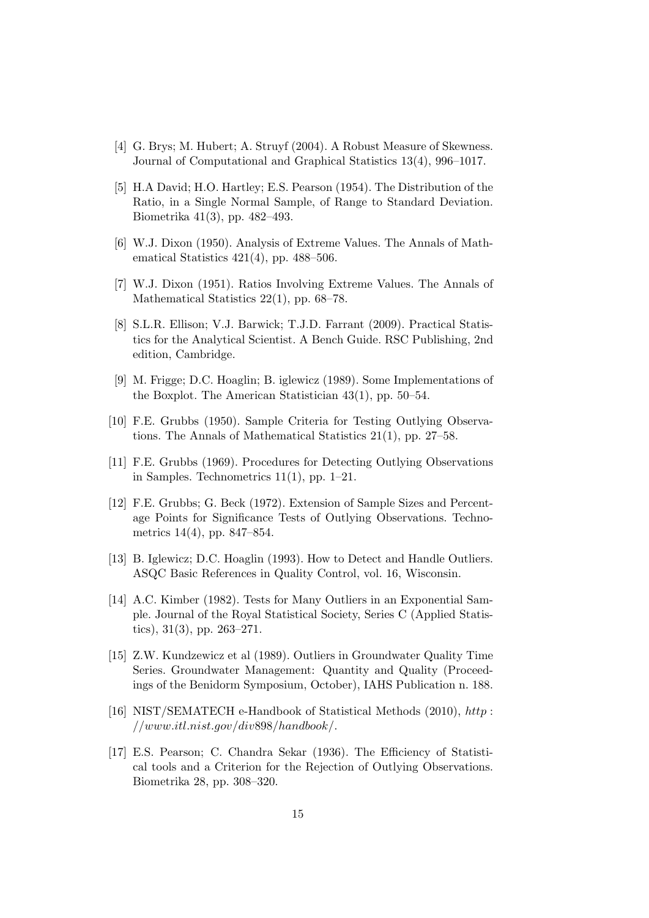[4] G. Brys; M. Hubert; A. Struyf (2004). A Robust Measure of Skewness. Journal of Computational and Graphical Statistics 13(4), 996–1017.

[5] H.A David; H.O. Hartley; E.S. Pearson (1954). The Distribution of the Ratio, in a Single Normal Sample, of Range to Standard Deviation. Biometrika 41(3), pp. 482–493.

[6] W.J. Dixon (1950). Analysis of Extreme Values. The Annals of Mathematical Statistics 421(4), pp. 488–506.

[7] W.J. Dixon (1951). Ratios Involving Extreme Values. The Annals of Mathematical Statistics 22(1), pp. 68–78.

[8] S.L.R. Ellison; V.J. Barwick; T.J.D. Farrant (2009). Practical Statistics for the Analytical Scientist. A Bench Guide. RSC Publishing, 2nd edition, Cambridge.

[9] M. Frigge; D.C. Hoaglin; B. iglewicz (1989). Some Implementations of the Boxplot. The American Statistician 43(1), pp. 50–54.

[10] F.E. Grubbs (1950). Sample Criteria for Testing Outlying Observations. The Annals of Mathematical Statistics 21(1), pp. 27–58.

[11] F.E. Grubbs (1969). Procedures for Detecting Outlying Observations in Samples. Technometrics 11(1), pp. 1–21.

[12] F.E. Grubbs; G. Beck (1972). Extension of Sample Sizes and Percentage Points for Significance Tests of Outlying Observations. Technometrics 14(4), pp. 847–854.

[13] B. Iglewicz; D.C. Hoaglin (1993). How to Detect and Handle Outliers. ASQC Basic References in Quality Control, vol. 16, Wisconsin.

[14] A.C. Kimber (1982). Tests for Many Outliers in an Exponential Sample. Journal of the Royal Statistical Society, Series C (Applied Statistics), 31(3), pp. 263–271.

[15] Z.W. Kundzewicz et al (1989). Outliers in Groundwater Quality Time Series. Groundwater Management: Quantity and Quality (Proceedings of the Benidorm Symposium, October), IAHS Publication n. 188.

[16] NIST/SEMATECH e-Handbook of Statistical Methods (2010), *http://www.itl.nist.gov/div898/handbook/*.

[17] E.S. Pearson; C. Chandra Sekar (1936). The Efficiency of Statistical tools and a Criterion for the Rejection of Outlying Observations. Biometrika 28, pp. 308–320.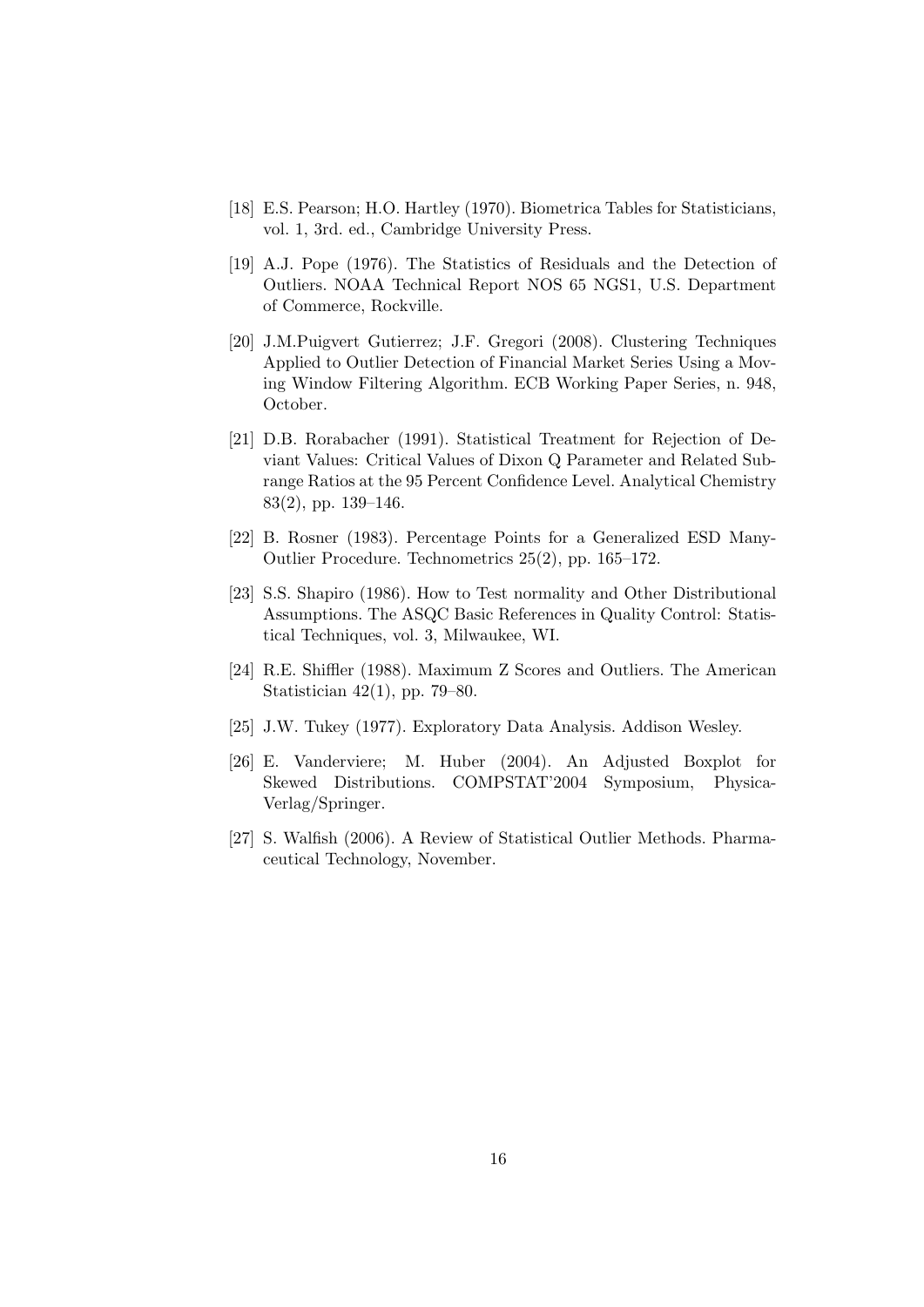[18] E.S. Pearson; H.O. Hartley (1970). Biometrica Tables for Statisticians, vol. 1, 3rd. ed., Cambridge University Press.

[19] A.J. Pope (1976). The Statistics of Residuals and the Detection of Outliers. NOAA Technical Report NOS 65 NGS1, U.S. Department of Commerce, Rockville.

[20] J.M.Puigvert Gutierrez; J.F. Gregori (2008). Clustering Techniques Applied to Outlier Detection of Financial Market Series Using a Moving Window Filtering Algorithm. ECB Working Paper Series, n. 948, October.

[21] D.B. Rorabacher (1991). Statistical Treatment for Rejection of Deviant Values: Critical Values of Dixon Q Parameter and Related Subrange Ratios at the 95 Percent Confidence Level. Analytical Chemistry 83(2), pp. 139–146.

[22] B. Rosner (1983). Percentage Points for a Generalized ESD Many-Outlier Procedure. Technometrics 25(2), pp. 165–172.

[23] S.S. Shapiro (1986). How to Test normality and Other Distributional Assumptions. The ASQC Basic References in Quality Control: Statistical Techniques, vol. 3, Milwaukee, WI.

[24] R.E. Shiffler (1988). Maximum Z Scores and Outliers. The American Statistician 42(1), pp. 79–80.

[25] J.W. Tukey (1977). Exploratory Data Analysis. Addison Wesley.

[26] E. Vanderviere; M. Huber (2004). An Adjusted Boxplot for Skewed Distributions. COMPSTAT'2004 Symposium, Physica-Verlag/Springer.

[27] S. Walfish (2006). A Review of Statistical Outlier Methods. Pharmaceutical Technology, November.